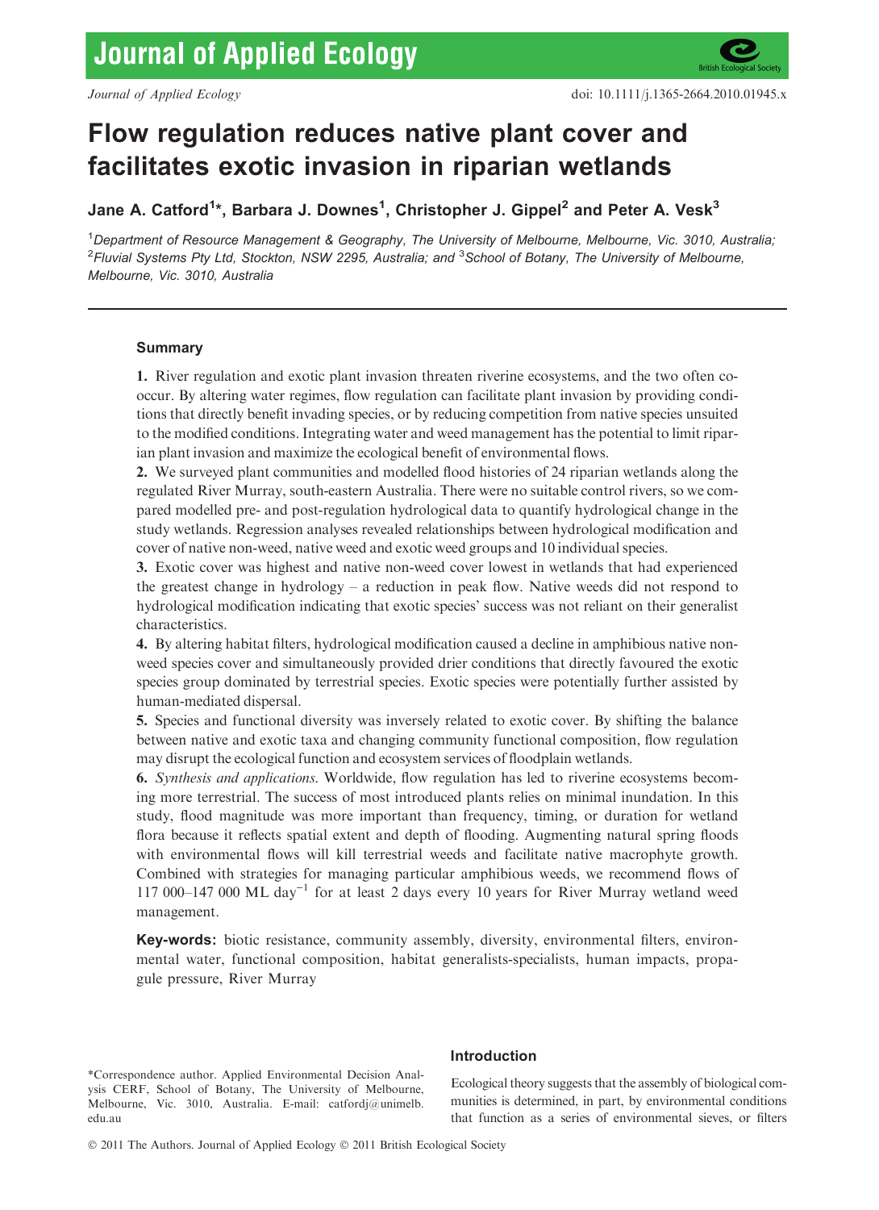# Flow regulation reduces native plant cover and facilitates exotic invasion in riparian wetlands

**Jane A. Catford[1]\*, Barbara J. Downes[1], Christopher J. Gippel[2] and Peter A. Vesk[3]**

[1]*Department of Resource Management & Geography, The University of Melbourne, Melbourne, Vic. 3010, Australia;* [2]*Fluvial Systems Pty Ltd, Stockton, NSW 2295, Australia; and* [3]*School of Botany, The University of Melbourne, Melbourne, Vic. 3010, Australia*

## Summary

**1.** River regulation and exotic plant invasion threaten riverine ecosystems, and the two often co-occur. By altering water regimes, flow regulation can facilitate plant invasion by providing conditions that directly benefit invading species, or by reducing competition from native species unsuited to the modified conditions. Integrating water and weed management has the potential to limit riparian plant invasion and maximize the ecological benefit of environmental flows.

**2.** We surveyed plant communities and modelled flood histories of 24 riparian wetlands along the regulated River Murray, south-eastern Australia. There were no suitable control rivers, so we compared modelled pre- and post-regulation hydrological data to quantify hydrological change in the study wetlands. Regression analyses revealed relationships between hydrological modification and cover of native non-weed, native weed and exotic weed groups and 10 individual species.

**3.** Exotic cover was highest and native non-weed cover lowest in wetlands that had experienced the greatest change in hydrology – a reduction in peak flow. Native weeds did not respond to hydrological modification indicating that exotic species' success was not reliant on their generalist characteristics.

**4.** By altering habitat filters, hydrological modification caused a decline in amphibious native non-weed species cover and simultaneously provided drier conditions that directly favoured the exotic species group dominated by terrestrial species. Exotic species were potentially further assisted by human-mediated dispersal.

**5.** Species and functional diversity was inversely related to exotic cover. By shifting the balance between native and exotic taxa and changing community functional composition, flow regulation may disrupt the ecological function and ecosystem services of floodplain wetlands.

**6.** *Synthesis and applications.* Worldwide, flow regulation has led to riverine ecosystems becoming more terrestrial. The success of most introduced plants relies on minimal inundation. In this study, flood magnitude was more important than frequency, timing, or duration for wetland flora because it reflects spatial extent and depth of flooding. Augmenting natural spring floods with environmental flows will kill terrestrial weeds and facilitate native macrophyte growth. Combined with strategies for managing particular amphibious weeds, we recommend flows of 117 000–147 000 ML day$^{-1}$ for at least 2 days every 10 years for River Murray wetland weed management.

**Key-words:** biotic resistance, community assembly, diversity, environmental filters, environmental water, functional composition, habitat generalists-specialists, human impacts, propagule pressure, River Murray

\*Correspondence author. Applied Environmental Decision Analysis CERF, School of Botany, The University of Melbourne, Melbourne, Vic. 3010, Australia. E-mail: catfordj@unimelb.edu.au

## Introduction

Ecological theory suggests that the assembly of biological communities is determined, in part, by environmental conditions that function as a series of environmental sieves, or filters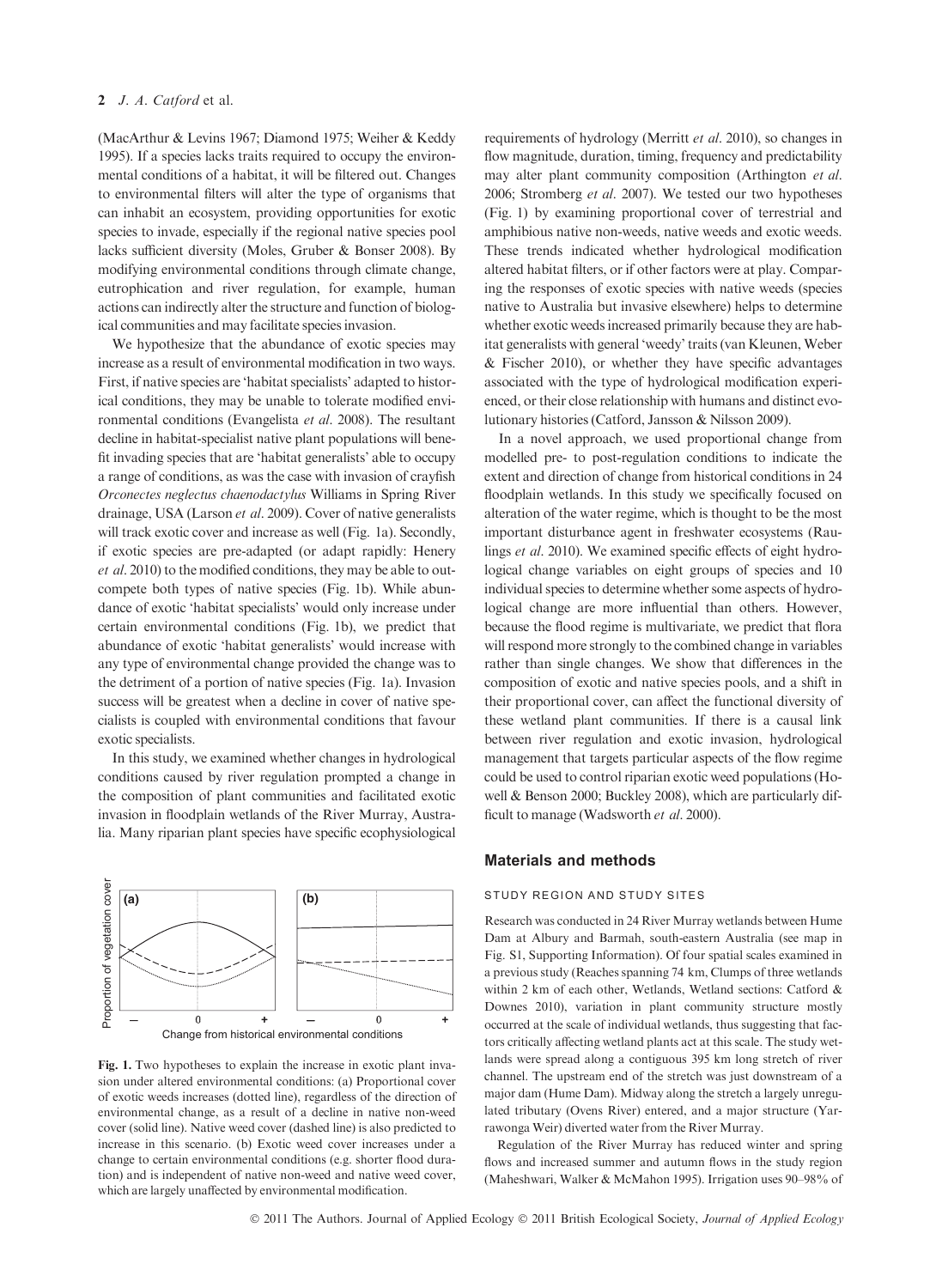(MacArthur & Levins 1967; Diamond 1975; Weiher & Keddy 1995). If a species lacks traits required to occupy the environmental conditions of a habitat, it will be filtered out. Changes to environmental filters will alter the type of organisms that can inhabit an ecosystem, providing opportunities for exotic species to invade, especially if the regional native species pool lacks sufficient diversity (Moles, Gruber & Bonser 2008). By modifying environmental conditions through climate change, eutrophication and river regulation, for example, human actions can indirectly alter the structure and function of biological communities and may facilitate species invasion.

We hypothesize that the abundance of exotic species may increase as a result of environmental modification in two ways. First, if native species are 'habitat specialists' adapted to historical conditions, they may be unable to tolerate modified environmental conditions (Evangelista *et al*. 2008). The resultant decline in habitat-specialist native plant populations will benefit invading species that are 'habitat generalists' able to occupy a range of conditions, as was the case with invasion of crayfish *Orconectes neglectus chaenodactylus* Williams in Spring River drainage, USA (Larson *et al*. 2009). Cover of native generalists will track exotic cover and increase as well (Fig. 1a). Secondly, if exotic species are pre-adapted (or adapt rapidly: Henery *et al*. 2010) to the modified conditions, they may be able to outcompete both types of native species (Fig. 1b). While abundance of exotic 'habitat specialists' would only increase under certain environmental conditions (Fig. 1b), we predict that abundance of exotic 'habitat generalists' would increase with any type of environmental change provided the change was to the detriment of a portion of native species (Fig. 1a). Invasion success will be greatest when a decline in cover of native specialists is coupled with environmental conditions that favour exotic specialists.

In this study, we examined whether changes in hydrological conditions caused by river regulation prompted a change in the composition of plant communities and facilitated exotic invasion in floodplain wetlands of the River Murray, Australia. Many riparian plant species have specific ecophysiological requirements of hydrology (Merritt *et al*. 2010), so changes in flow magnitude, duration, timing, frequency and predictability may alter plant community composition (Arthington *et al*. 2006; Stromberg *et al*. 2007). We tested our two hypotheses (Fig. 1) by examining proportional cover of terrestrial and amphibious native non-weeds, native weeds and exotic weeds. These trends indicated whether hydrological modification altered habitat filters, or if other factors were at play. Comparing the responses of exotic species with native weeds (species native to Australia but invasive elsewhere) helps to determine whether exotic weeds increased primarily because they are habitat generalists with general 'weedy' traits (van Kleunen, Weber & Fischer 2010), or whether they have specific advantages associated with the type of hydrological modification experienced, or their close relationship with humans and distinct evolutionary histories (Catford, Jansson & Nilsson 2009).

In a novel approach, we used proportional change from modelled pre- to post-regulation conditions to indicate the extent and direction of change from historical conditions in 24 floodplain wetlands. In this study we specifically focused on alteration of the water regime, which is thought to be the most important disturbance agent in freshwater ecosystems (Raulings *et al*. 2010). We examined specific effects of eight hydrological change variables on eight groups of species and 10 individual species to determine whether some aspects of hydrological change are more influential than others. However, because the flood regime is multivariate, we predict that flora will respond more strongly to the combined change in variables rather than single changes. We show that differences in the composition of exotic and native species pools, and a shift in their proportional cover, can affect the functional diversity of these wetland plant communities. If there is a causal link between river regulation and exotic invasion, hydrological management that targets particular aspects of the flow regime could be used to control riparian exotic weed populations (Howell & Benson 2000; Buckley 2008), which are particularly difficult to manage (Wadsworth *et al*. 2000).

**Fig. 1.** Two hypotheses to explain the increase in exotic plant invasion under altered environmental conditions: (a) Proportional cover of exotic weeds increases (dotted line), regardless of the direction of environmental change, as a result of a decline in native non-weed cover (solid line). Native weed cover (dashed line) is also predicted to increase in this scenario. (b) Exotic weed cover increases under a change to certain environmental conditions (e.g. shorter flood duration) and is independent of native non-weed and native weed cover, which are largely unaffected by environmental modification.

## Materials and methods

### STUDY REGION AND STUDY SITES

Research was conducted in 24 River Murray wetlands between Hume Dam at Albury and Barmah, south-eastern Australia (see map in Fig. S1, Supporting Information). Of four spatial scales examined in a previous study (Reaches spanning 74 km, Clumps of three wetlands within 2 km of each other, Wetlands, Wetland sections: Catford & Downes 2010), variation in plant community structure mostly occurred at the scale of individual wetlands, thus suggesting that factors critically affecting wetland plants act at this scale. The study wetlands were spread along a contiguous 395 km long stretch of river channel. The upstream end of the stretch was just downstream of a major dam (Hume Dam). Midway along the stretch a largely unregulated tributary (Ovens River) entered, and a major structure (Yarrawonga Weir) diverted water from the River Murray.

Regulation of the River Murray has reduced winter and spring flows and increased summer and autumn flows in the study region (Maheshwari, Walker & McMahon 1995). Irrigation uses 90–98% of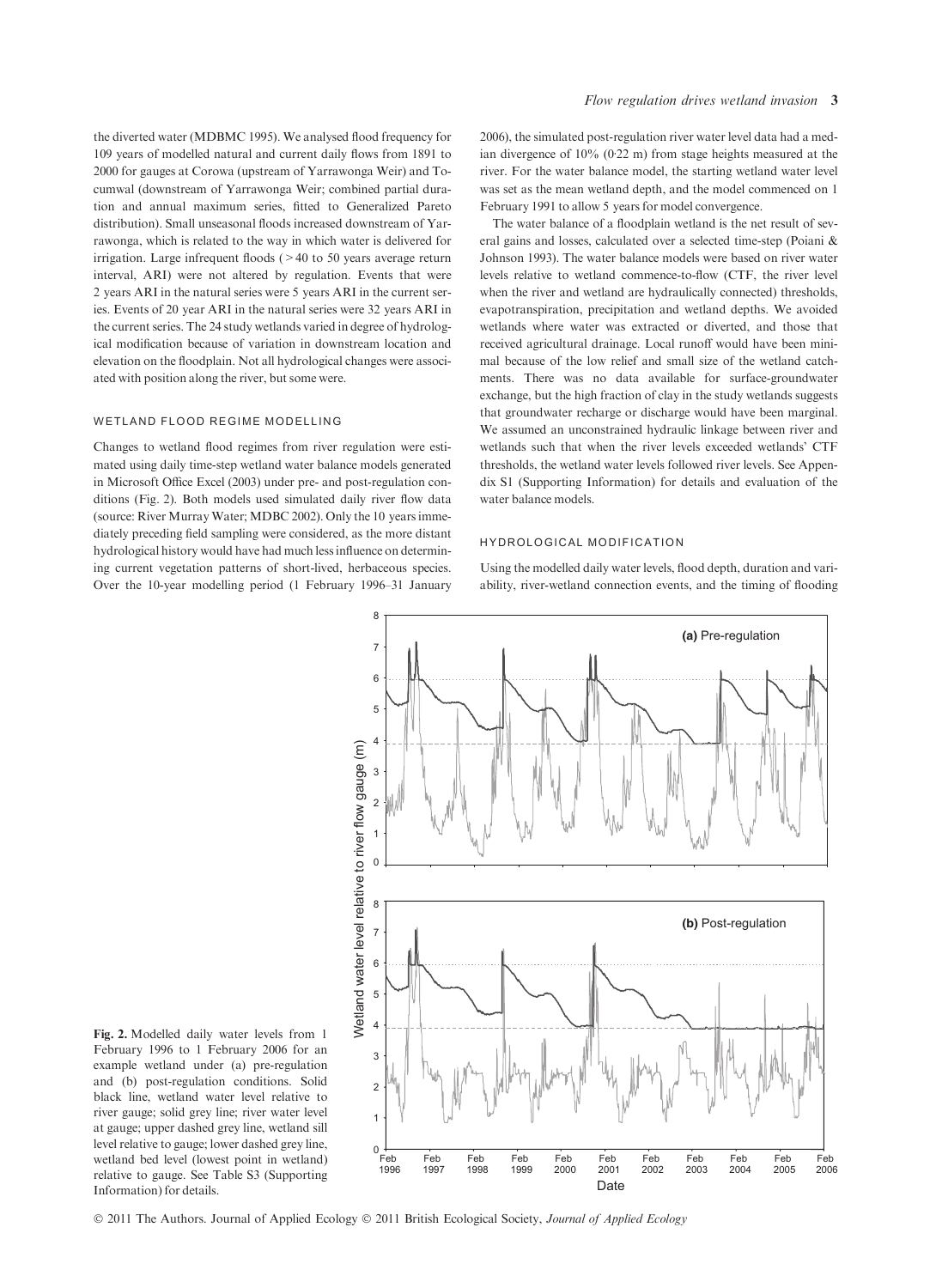the diverted water (MDBMC 1995). We analysed flood frequency for 109 years of modelled natural and current daily flows from 1891 to 2000 for gauges at Corowa (upstream of Yarrawonga Weir) and Tocumwal (downstream of Yarrawonga Weir; combined partial duration and annual maximum series, fitted to Generalized Pareto distribution). Small unseasonal floods increased downstream of Yarrawonga, which is related to the way in which water is delivered for irrigation. Large infrequent floods (> 40 to 50 years average return interval, ARI) were not altered by regulation. Events that were 2 years ARI in the natural series were 5 years ARI in the current series. Events of 20 year ARI in the natural series were 32 years ARI in the current series. The 24 study wetlands varied in degree of hydrological modification because of variation in downstream location and elevation on the floodplain. Not all hydrological changes were associated with position along the river, but some were.

### WETLAND FLOOD REGIME MODELLING

Changes to wetland flood regimes from river regulation were estimated using daily time-step wetland water balance models generated in Microsoft Office Excel (2003) under pre- and post-regulation conditions (Fig. 2). Both models used simulated daily river flow data (source: River Murray Water; MDBC 2002). Only the 10 years immediately preceding field sampling were considered, as the more distant hydrological history would have had much less influence on determining current vegetation patterns of short-lived, herbaceous species. Over the 10-year modelling period (1 February 1996–31 January 2006), the simulated post-regulation river water level data had a median divergence of 10% (0·22 m) from stage heights measured at the river. For the water balance model, the starting wetland water level was set as the mean wetland depth, and the model commenced on 1 February 1991 to allow 5 years for model convergence.

The water balance of a floodplain wetland is the net result of several gains and losses, calculated over a selected time-step (Poiani & Johnson 1993). The water balance models were based on river water levels relative to wetland commence-to-flow (CTF, the river level when the river and wetland are hydraulically connected) thresholds, evapotranspiration, precipitation and wetland depths. We avoided wetlands where water was extracted or diverted, and those that received agricultural drainage. Local runoff would have been minimal because of the low relief and small size of the wetland catchments. There was no data available for surface-groundwater exchange, but the high fraction of clay in the study wetlands suggests that groundwater recharge or discharge would have been marginal. We assumed an unconstrained hydraulic linkage between river and wetlands such that when the river levels exceeded wetlands' CTF thresholds, the wetland water levels followed river levels. See Appendix S1 (Supporting Information) for details and evaluation of the water balance models.

### HYDROLOGICAL MODIFICATION

Using the modelled daily water levels, flood depth, duration and variability, river-wetland connection events, and the timing of flooding

**Fig. 2.** Modelled daily water levels from 1 February 1996 to 1 February 2006 for an example wetland under (a) pre-regulation and (b) post-regulation conditions. Solid black line, wetland water level relative to river gauge; solid grey line; river water level at gauge; upper dashed grey line, wetland sill level relative to gauge; lower dashed grey line, wetland bed level (lowest point in wetland) relative to gauge. See Table S3 (Supporting Information) for details.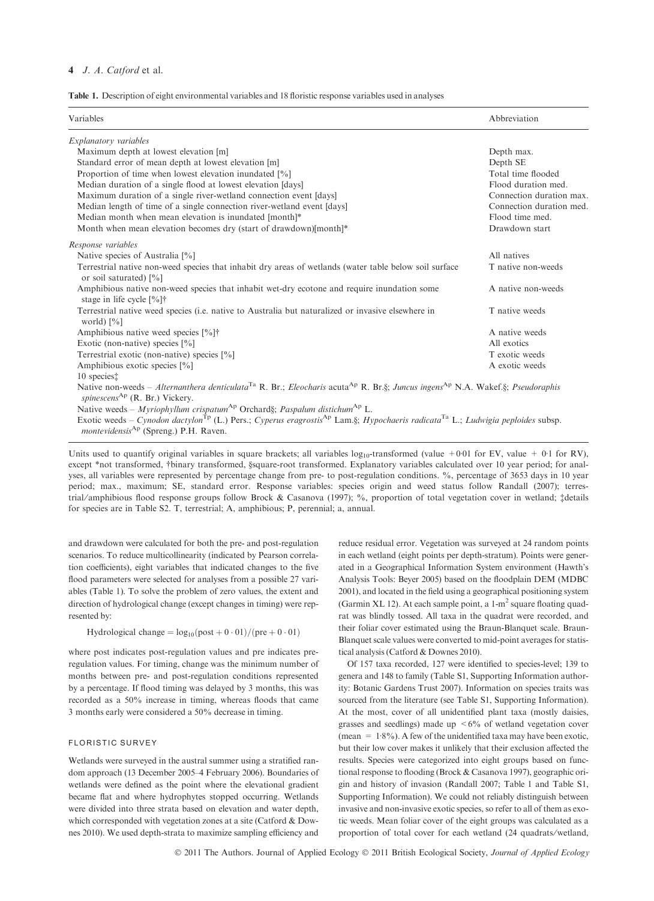**Table 1.** Description of eight environmental variables and 18 floristic response variables used in analyses

| Variables | Abbreviation |
|---|---|
| *Explanatory variables* | |
| Maximum depth at lowest elevation [m] | Depth max. |
| Standard error of mean depth at lowest elevation [m] | Depth SE |
| Proportion of time when lowest elevation inundated [%] | Total time flooded |
| Median duration of a single flood at lowest elevation [days] | Flood duration med. |
| Maximum duration of a single river-wetland connection event [days] | Connection duration max. |
| Median length of time of a single connection river-wetland event [days] | Connection duration med. |
| Median month when mean elevation is inundated [month]* | Flood time med. |
| Month when mean elevation becomes dry (start of drawdown)[month]* | Drawdown start |
| *Response variables* | |
| Native species of Australia [%] | All natives |
| Terrestrial native non-weed species that inhabit dry areas of wetlands (water table below soil surface or soil saturated) [%] | T native non-weeds |
| Amphibious native non-weed species that inhabit wet-dry ecotone and require inundation some stage in life cycle [%]† | A native non-weeds |
| Terrestrial native weed species (i.e. native to Australia but naturalized or invasive elsewhere in world) [%] | T native weeds |
| Amphibious native weed species [%]† | A native weeds |
| Exotic (non-native) species [%] | All exotics |
| Terrestrial exotic (non-native) species [%] | T exotic weeds |
| Amphibious exotic species [%] | A exotic weeds |
| 10 species‡ | |
| Native non-weeds – *Alternanthera denticulata*[Ta] R. Br.; *Eleocharis* acuta[Ap] R. Br.§; *Juncus ingens*[Ap] N.A. Wakef.§; *Pseudoraphis spinescens*[Ap] (R. Br.) Vickery. | |
| Native weeds – *Myriophyllum crispatum*[Ap] Orchard§; *Paspalum distichum*[Ap] L. | |
| Exotic weeds – *Cynodon dactylon*[Tp] (L.) Pers.; *Cyperus eragrostis*[Ap] Lam.§; *Hypochaeris radicata*[Ta] L.; *Ludwigia peploides* subsp. *montevidensis*[Ap] (Spreng.) P.H. Raven. | |

Units used to quantify original variables in square brackets; all variables $\log_{10}$-transformed (value + 0·01 for EV, value + 0·1 for RV), except *not transformed, †binary transformed, §square-root transformed. Explanatory variables calculated over 10 year period; for analyses, all variables were represented by percentage change from pre- to post-regulation conditions. %, percentage of 3653 days in 10 year period; max., maximum; SE, standard error. Response variables: species origin and weed status follow Randall (2007); terrestrial/amphibious flood response groups follow Brock & Casanova (1997); %, proportion of total vegetation cover in wetland; ‡details for species are in Table S2. T, terrestrial; A, amphibious; P, perennial; a, annual.

and drawdown were calculated for both the pre- and post-regulation scenarios. To reduce multicollinearity (indicated by Pearson correlation coefficients), eight variables that indicated changes to the five flood parameters were selected for analyses from a possible 27 variables (Table 1). To solve the problem of zero values, the extent and direction of hydrological change (except changes in timing) were represented by:

$$\text{Hydrological change} = \log_{10}(\text{post} + 0\cdot01)/(\text{pre} + 0\cdot01)$$

where post indicates post-regulation values and pre indicates pre-regulation values. For timing, change was the minimum number of months between pre- and post-regulation conditions represented by a percentage. If flood timing was delayed by 3 months, this was recorded as a 50% increase in timing, whereas floods that came 3 months early were considered a 50% decrease in timing.

### FLORISTIC SURVEY

Wetlands were surveyed in the austral summer using a stratified random approach (13 December 2005–4 February 2006). Boundaries of wetlands were defined as the point where the elevational gradient became flat and where hydrophytes stopped occurring. Wetlands were divided into three strata based on elevation and water depth, which corresponded with vegetation zones at a site (Catford & Downes 2010). We used depth-strata to maximize sampling efficiency and reduce residual error. Vegetation was surveyed at 24 random points in each wetland (eight points per depth-stratum). Points were generated in a Geographical Information System environment (Hawth's Analysis Tools: Beyer 2005) based on the floodplain DEM (MDBC 2001), and located in the field using a geographical positioning system (Garmin XL 12). At each sample point, a 1-m$^2$ square floating quadrat was blindly tossed. All taxa in the quadrat were recorded, and their foliar cover estimated using the Braun-Blanquet scale. Braun-Blanquet scale values were converted to mid-point averages for statistical analysis (Catford & Downes 2010).

Of 157 taxa recorded, 127 were identified to species-level; 139 to genera and 148 to family (Table S1, Supporting Information authority: Botanic Gardens Trust 2007). Information on species traits was sourced from the literature (see Table S1, Supporting Information). At the most, cover of all unidentified plant taxa (mostly daisies, grasses and seedlings) made up < 6% of wetland vegetation cover (mean = 1·8%). A few of the unidentified taxa may have been exotic, but their low cover makes it unlikely that their exclusion affected the results. Species were categorized into eight groups based on functional response to flooding (Brock & Casanova 1997), geographic origin and history of invasion (Randall 2007; Table 1 and Table S1, Supporting Information). We could not reliably distinguish between invasive and non-invasive exotic species, so refer to all of them as exotic weeds. Mean foliar cover of the eight groups was calculated as a proportion of total cover for each wetland (24 quadrats/wetland,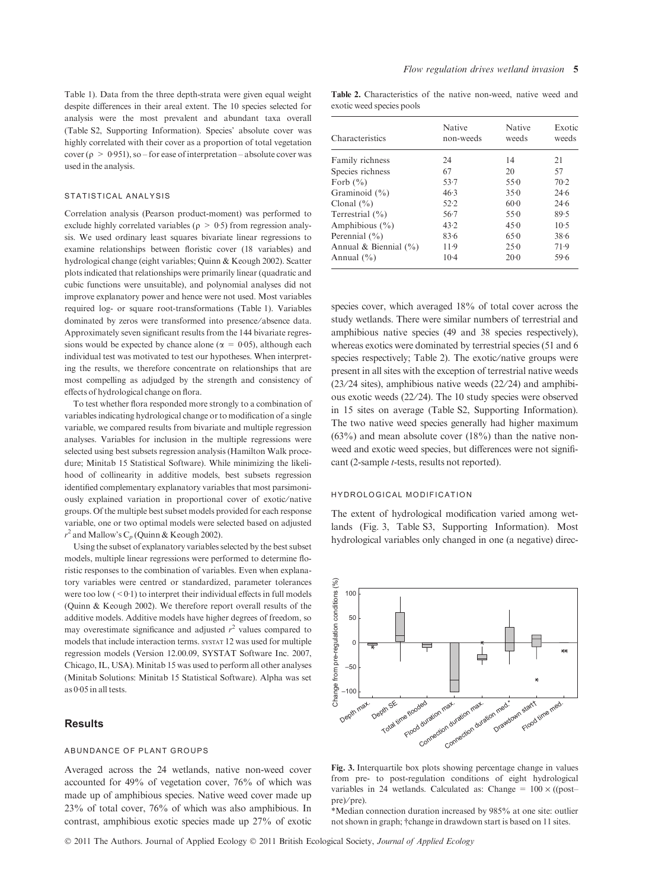Table 1). Data from the three depth-strata were given equal weight despite differences in their areal extent. The 10 species selected for analysis were the most prevalent and abundant taxa overall (Table S2, Supporting Information). Species' absolute cover was highly correlated with their cover as a proportion of total vegetation cover ($\rho > 0.951$), so – for ease of interpretation – absolute cover was used in the analysis.

### STATISTICAL ANALYSIS

Correlation analysis (Pearson product-moment) was performed to exclude highly correlated variables ($\rho > 0.5$) from regression analysis. We used ordinary least squares bivariate linear regressions to examine relationships between floristic cover (18 variables) and hydrological change (eight variables; Quinn & Keough 2002). Scatter plots indicated that relationships were primarily linear (quadratic and cubic functions were unsuitable), and polynomial analyses did not improve explanatory power and hence were not used. Most variables required log- or square root-transformations (Table 1). Variables dominated by zeros were transformed into presence/absence data. Approximately seven significant results from the 144 bivariate regressions would be expected by chance alone ($\alpha = 0.05$), although each individual test was motivated to test our hypotheses. When interpreting the results, we therefore concentrate on relationships that are most compelling as adjudged by the strength and consistency of effects of hydrological change on flora.

To test whether flora responded more strongly to a combination of variables indicating hydrological change or to modification of a single variable, we compared results from bivariate and multiple regression analyses. Variables for inclusion in the multiple regressions were selected using best subsets regression analysis (Hamilton Walk procedure; Minitab 15 Statistical Software). While minimizing the likelihood of collinearity in additive models, best subsets regression identified complementary explanatory variables that most parsimoniously explained variation in proportional cover of exotic/native groups. Of the multiple best subset models provided for each response variable, one or two optimal models were selected based on adjusted $r^2$ and Mallow's $C_p$ (Quinn & Keough 2002).

Using the subset of explanatory variables selected by the best subset models, multiple linear regressions were performed to determine floristic responses to the combination of variables. Even when explanatory variables were centred or standardized, parameter tolerances were too low ($< 0.1$) to interpret their individual effects in full models (Quinn & Keough 2002). We therefore report overall results of the additive models. Additive models have higher degrees of freedom, so may overestimate significance and adjusted $r^2$ values compared to models that include interaction terms. SYSTAT 12 was used for multiple regression models (Version 12.00.09, SYSTAT Software Inc. 2007, Chicago, IL, USA). Minitab 15 was used to perform all other analyses (Minitab Solutions: Minitab 15 Statistical Software). Alpha was set as 0·05 in all tests.

## Results

### ABUNDANCE OF PLANT GROUPS

Averaged across the 24 wetlands, native non-weed cover accounted for 49% of vegetation cover, 76% of which was made up of amphibious species. Native weed cover made up 23% of total cover, 76% of which was also amphibious. In contrast, amphibious exotic species made up 27% of exotic species cover, which averaged 18% of total cover across the study wetlands. There were similar numbers of terrestrial and amphibious native species (49 and 38 species respectively), whereas exotics were dominated by terrestrial species (51 and 6 species respectively; Table 2). The exotic/native groups were present in all sites with the exception of terrestrial native weeds (23/24 sites), amphibious native weeds (22/24) and amphibious exotic weeds (22/24). The 10 study species were observed in 15 sites on average (Table S2, Supporting Information). The two native weed species generally had higher maximum (63%) and mean absolute cover (18%) than the native non-weed and exotic weed species, but differences were not significant (2-sample *t*-tests, results not reported).

**Table 2.** Characteristics of the native non-weed, native weed and exotic weed species pools

| Characteristics | Native non-weeds | Native weeds | Exotic weeds |
|---|---|---|---|
| Family richness | 24 | 14 | 21 |
| Species richness | 67 | 20 | 57 |
| Forb (%) | 53·7 | 55·0 | 70·2 |
| Graminoid (%) | 46·3 | 35·0 | 24·6 |
| Clonal (%) | 52·2 | 60·0 | 24·6 |
| Terrestrial (%) | 56·7 | 55·0 | 89·5 |
| Amphibious (%) | 43·2 | 45·0 | 10·5 |
| Perennial (%) | 83·6 | 65·0 | 38·6 |
| Annual & Biennial (%) | 11·9 | 25·0 | 71·9 |
| Annual (%) | 10·4 | 20·0 | 59·6 |

### HYDROLOGICAL MODIFICATION

The extent of hydrological modification varied among wetlands (Fig. 3, Table S3, Supporting Information). Most hydrological variables only changed in one (a negative) direc-

**Fig. 3.** Interquartile box plots showing percentage change in values from pre- to post-regulation conditions of eight hydrological variables in 24 wetlands. Calculated as: Change = $100 \times$ ((post–pre)/pre).
*Median connection duration increased by 985% at one site: outlier not shown in graph; †change in drawdown start is based on 11 sites.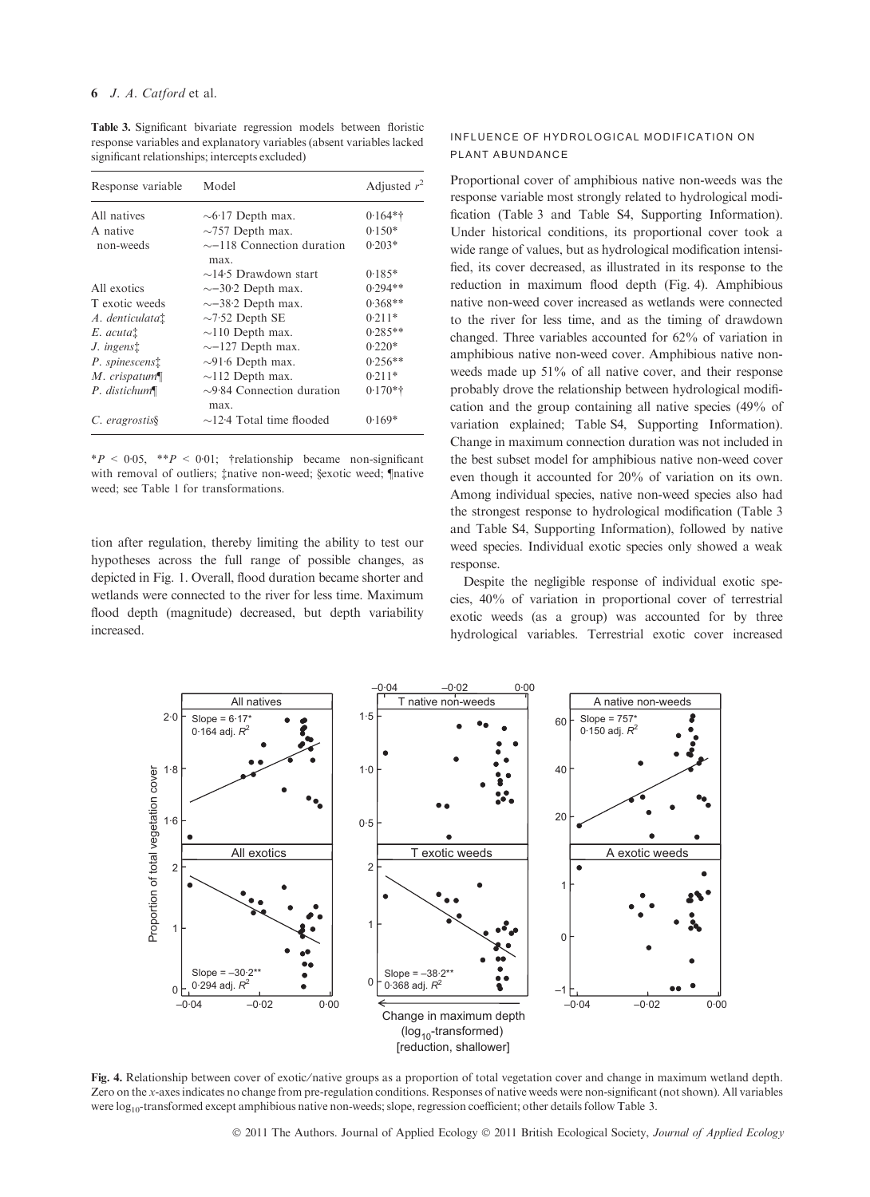**Table 3.** Significant bivariate regression models between floristic response variables and explanatory variables (absent variables lacked significant relationships; intercepts excluded)

| Response variable | Model | Adjusted $r^2$ |
|---|---|---|
| All natives | ~6·17 Depth max. | 0·164*† |
| A native non-weeds | ~757 Depth max. | 0·150* |
| | ~−118 Connection duration max. | 0·203* |
| | ~14·5 Drawdown start | 0·185* |
| All exotics | ~−30·2 Depth max. | 0·294** |
| T exotic weeds | ~−38·2 Depth max. | 0·368** |
| *A. denticulata*‡ | ~7·52 Depth SE | 0·211* |
| *E. acuta*‡ | ~110 Depth max. | 0·285** |
| *J. ingens*‡ | ~−127 Depth max. | 0·220* |
| *P. spinescens*‡ | ~91·6 Depth max. | 0·256** |
| *M. crispatum*¶ | ~112 Depth max. | 0·211* |
| *P. distichum*¶ | ~9·84 Connection duration max. | 0·170*† |
| *C. eragrostis*§ | ~12·4 Total time flooded | 0·169* |

$*P < 0{\cdot}05$, $**P < 0{\cdot}01$; †relationship became non-significant with removal of outliers; ‡native non-weed; §exotic weed; ¶native weed; see Table 1 for transformations.

tion after regulation, thereby limiting the ability to test our hypotheses across the full range of possible changes, as depicted in Fig. 1. Overall, flood duration became shorter and wetlands were connected to the river for less time. Maximum flood depth (magnitude) decreased, but depth variability increased.

## INFLUENCE OF HYDROLOGICAL MODIFICATION ON PLANT ABUNDANCE

Proportional cover of amphibious native non-weeds was the response variable most strongly related to hydrological modification (Table 3 and Table S4, Supporting Information). Under historical conditions, its proportional cover took a wide range of values, but as hydrological modification intensified, its cover decreased, as illustrated in its response to the reduction in maximum flood depth (Fig. 4). Amphibious native non-weed cover increased as wetlands were connected to the river for less time, and as the timing of drawdown changed. Three variables accounted for 62% of variation in amphibious native non-weed cover. Amphibious native non-weeds made up 51% of all native cover, and their response probably drove the relationship between hydrological modification and the group containing all native species (49% of variation explained; Table S4, Supporting Information). Change in maximum connection duration was not included in the best subset model for amphibious native non-weed cover even though it accounted for 20% of variation on its own. Among individual species, native non-weed species also had the strongest response to hydrological modification (Table 3 and Table S4, Supporting Information), followed by native weed species. Individual exotic species only showed a weak response.

Despite the negligible response of individual exotic species, 40% of variation in proportional cover of terrestrial exotic weeds (as a group) was accounted for by three hydrological variables. Terrestrial exotic cover increased

**Fig. 4.** Relationship between cover of exotic/native groups as a proportion of total vegetation cover and change in maximum wetland depth. Zero on the *x*-axes indicates no change from pre-regulation conditions. Responses of native weeds were non-significant (not shown). All variables were $\log_{10}$-transformed except amphibious native non-weeds; slope, regression coefficient; other details follow Table 3.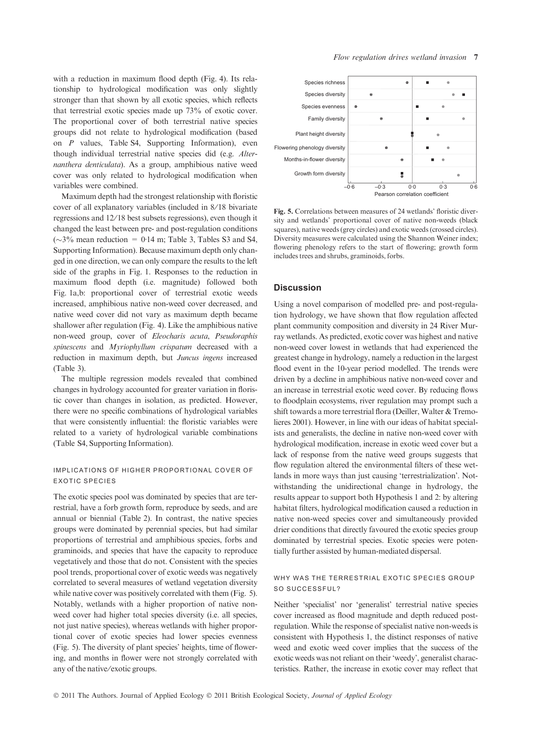with a reduction in maximum flood depth (Fig. 4). Its relationship to hydrological modification was only slightly stronger than that shown by all exotic species, which reflects that terrestrial exotic species made up 73% of exotic cover. The proportional cover of both terrestrial native species groups did not relate to hydrological modification (based on $P$ values, Table S4, Supporting Information), even though individual terrestrial native species did (e.g. *Alternanthera denticulata*). As a group, amphibious native weed cover was only related to hydrological modification when variables were combined.

Maximum depth had the strongest relationship with floristic cover of all explanatory variables (included in 8/18 bivariate regressions and 12/18 best subsets regressions), even though it changed the least between pre- and post-regulation conditions (~3% mean reduction = 0·14 m; Table 3, Tables S3 and S4, Supporting Information). Because maximum depth only changed in one direction, we can only compare the results to the left side of the graphs in Fig. 1. Responses to the reduction in maximum flood depth (i.e. magnitude) followed both Fig. 1a,b: proportional cover of terrestrial exotic weeds increased, amphibious native non-weed cover decreased, and native weed cover did not vary as maximum depth became shallower after regulation (Fig. 4). Like the amphibious native non-weed group, cover of *Eleocharis acuta*, *Pseudoraphis spinescens* and *Myriophyllum crispatum* decreased with a reduction in maximum depth, but *Juncus ingens* increased (Table 3).

The multiple regression models revealed that combined changes in hydrology accounted for greater variation in floristic cover than changes in isolation, as predicted. However, there were no specific combinations of hydrological variables that were consistently influential: the floristic variables were related to a variety of hydrological variable combinations (Table S4, Supporting Information).

### IMPLICATIONS OF HIGHER PROPORTIONAL COVER OF EXOTIC SPECIES

The exotic species pool was dominated by species that are terrestrial, have a forb growth form, reproduce by seeds, and are annual or biennial (Table 2). In contrast, the native species groups were dominated by perennial species, but had similar proportions of terrestrial and amphibious species, forbs and graminoids, and species that have the capacity to reproduce vegetatively and those that do not. Consistent with the species pool trends, proportional cover of exotic weeds was negatively correlated to several measures of wetland vegetation diversity while native cover was positively correlated with them (Fig. 5). Notably, wetlands with a higher proportion of native non-weed cover had higher total species diversity (i.e. all species, not just native species), whereas wetlands with higher proportional cover of exotic species had lower species evenness (Fig. 5). The diversity of plant species' heights, time of flowering, and months in flower were not strongly correlated with any of the native/exotic groups.

**Fig. 5.** Correlations between measures of 24 wetlands' floristic diversity and wetlands' proportional cover of native non-weeds (black squares), native weeds (grey circles) and exotic weeds (crossed circles). Diversity measures were calculated using the Shannon Weiner index; flowering phenology refers to the start of flowering; growth form includes trees and shrubs, graminoids, forbs.

## Discussion

Using a novel comparison of modelled pre- and post-regulation hydrology, we have shown that flow regulation affected plant community composition and diversity in 24 River Murray wetlands. As predicted, exotic cover was highest and native non-weed cover lowest in wetlands that had experienced the greatest change in hydrology, namely a reduction in the largest flood event in the 10-year period modelled. The trends were driven by a decline in amphibious native non-weed cover and an increase in terrestrial exotic weed cover. By reducing flows to floodplain ecosystems, river regulation may prompt such a shift towards a more terrestrial flora (Deiller, Walter & Tremolieres 2001). However, in line with our ideas of habitat specialists and generalists, the decline in native non-weed cover with hydrological modification, increase in exotic weed cover but a lack of response from the native weed groups suggests that flow regulation altered the environmental filters of these wetlands in more ways than just causing 'terrestrialization'. Notwithstanding the unidirectional change in hydrology, the results appear to support both Hypothesis 1 and 2: by altering habitat filters, hydrological modification caused a reduction in native non-weed species cover and simultaneously provided drier conditions that directly favoured the exotic species group dominated by terrestrial species. Exotic species were potentially further assisted by human-mediated dispersal.

### WHY WAS THE TERRESTRIAL EXOTIC SPECIES GROUP SO SUCCESSFUL?

Neither 'specialist' nor 'generalist' terrestrial native species cover increased as flood magnitude and depth reduced post-regulation. While the response of specialist native non-weeds is consistent with Hypothesis 1, the distinct responses of native weed and exotic weed cover implies that the success of the exotic weeds was not reliant on their 'weedy', generalist characteristics. Rather, the increase in exotic cover may reflect that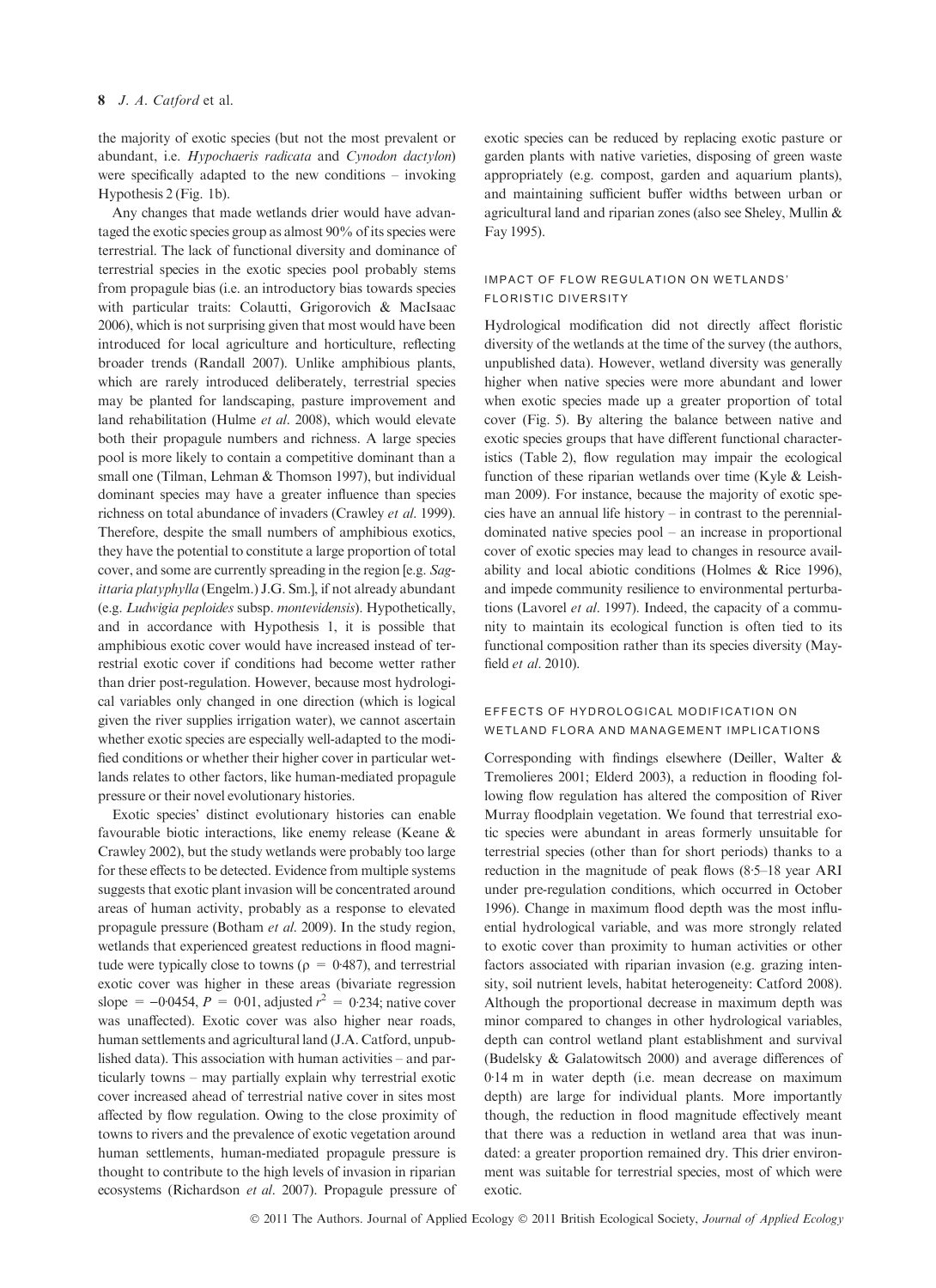the majority of exotic species (but not the most prevalent or abundant, i.e. *Hypochaeris radicata* and *Cynodon dactylon*) were specifically adapted to the new conditions – invoking Hypothesis 2 (Fig. 1b).

Any changes that made wetlands drier would have advantaged the exotic species group as almost 90% of its species were terrestrial. The lack of functional diversity and dominance of terrestrial species in the exotic species pool probably stems from propagule bias (i.e. an introductory bias towards species with particular traits: Colautti, Grigorovich & MacIsaac 2006), which is not surprising given that most would have been introduced for local agriculture and horticulture, reflecting broader trends (Randall 2007). Unlike amphibious plants, which are rarely introduced deliberately, terrestrial species may be planted for landscaping, pasture improvement and land rehabilitation (Hulme *et al*. 2008), which would elevate both their propagule numbers and richness. A large species pool is more likely to contain a competitive dominant than a small one (Tilman, Lehman & Thomson 1997), but individual dominant species may have a greater influence than species richness on total abundance of invaders (Crawley *et al*. 1999). Therefore, despite the small numbers of amphibious exotics, they have the potential to constitute a large proportion of total cover, and some are currently spreading in the region [e.g. *Sagittaria platyphylla* (Engelm.) J.G. Sm.], if not already abundant (e.g. *Ludwigia peploides* subsp. *montevidensis*). Hypothetically, and in accordance with Hypothesis 1, it is possible that amphibious exotic cover would have increased instead of terrestrial exotic cover if conditions had become wetter rather than drier post-regulation. However, because most hydrological variables only changed in one direction (which is logical given the river supplies irrigation water), we cannot ascertain whether exotic species are especially well-adapted to the modified conditions or whether their higher cover in particular wetlands relates to other factors, like human-mediated propagule pressure or their novel evolutionary histories.

Exotic species' distinct evolutionary histories can enable favourable biotic interactions, like enemy release (Keane & Crawley 2002), but the study wetlands were probably too large for these effects to be detected. Evidence from multiple systems suggests that exotic plant invasion will be concentrated around areas of human activity, probably as a response to elevated propagule pressure (Botham *et al*. 2009). In the study region, wetlands that experienced greatest reductions in flood magnitude were typically close to towns ($\rho = 0{\cdot}487$), and terrestrial exotic cover was higher in these areas (bivariate regression slope $= -0{\cdot}0454$, $P = 0{\cdot}01$, adjusted $r^2 = 0{\cdot}234$; native cover was unaffected). Exotic cover was also higher near roads, human settlements and agricultural land (J.A. Catford, unpublished data). This association with human activities – and particularly towns – may partially explain why terrestrial exotic cover increased ahead of terrestrial native cover in sites most affected by flow regulation. Owing to the close proximity of towns to rivers and the prevalence of exotic vegetation around human settlements, human-mediated propagule pressure is thought to contribute to the high levels of invasion in riparian ecosystems (Richardson *et al*. 2007). Propagule pressure of exotic species can be reduced by replacing exotic pasture or garden plants with native varieties, disposing of green waste appropriately (e.g. compost, garden and aquarium plants), and maintaining sufficient buffer widths between urban or agricultural land and riparian zones (also see Sheley, Mullin & Fay 1995).

## IMPACT OF FLOW REGULATION ON WETLANDS' FLORISTIC DIVERSITY

Hydrological modification did not directly affect floristic diversity of the wetlands at the time of the survey (the authors, unpublished data). However, wetland diversity was generally higher when native species were more abundant and lower when exotic species made up a greater proportion of total cover (Fig. 5). By altering the balance between native and exotic species groups that have different functional characteristics (Table 2), flow regulation may impair the ecological function of these riparian wetlands over time (Kyle & Leishman 2009). For instance, because the majority of exotic species have an annual life history – in contrast to the perennial-dominated native species pool – an increase in proportional cover of exotic species may lead to changes in resource availability and local abiotic conditions (Holmes & Rice 1996), and impede community resilience to environmental perturbations (Lavorel *et al*. 1997). Indeed, the capacity of a community to maintain its ecological function is often tied to its functional composition rather than its species diversity (Mayfield *et al*. 2010).

## EFFECTS OF HYDROLOGICAL MODIFICATION ON WETLAND FLORA AND MANAGEMENT IMPLICATIONS

Corresponding with findings elsewhere (Deiller, Walter & Tremolieres 2001; Elderd 2003), a reduction in flooding following flow regulation has altered the composition of River Murray floodplain vegetation. We found that terrestrial exotic species were abundant in areas formerly unsuitable for terrestrial species (other than for short periods) thanks to a reduction in the magnitude of peak flows (8·5–18 year ARI under pre-regulation conditions, which occurred in October 1996). Change in maximum flood depth was the most influential hydrological variable, and was more strongly related to exotic cover than proximity to human activities or other factors associated with riparian invasion (e.g. grazing intensity, soil nutrient levels, habitat heterogeneity: Catford 2008). Although the proportional decrease in maximum depth was minor compared to changes in other hydrological variables, depth can control wetland plant establishment and survival (Budelsky & Galatowitsch 2000) and average differences of 0·14 m in water depth (i.e. mean decrease on maximum depth) are large for individual plants. More importantly though, the reduction in flood magnitude effectively meant that there was a reduction in wetland area that was inundated: a greater proportion remained dry. This drier environment was suitable for terrestrial species, most of which were exotic.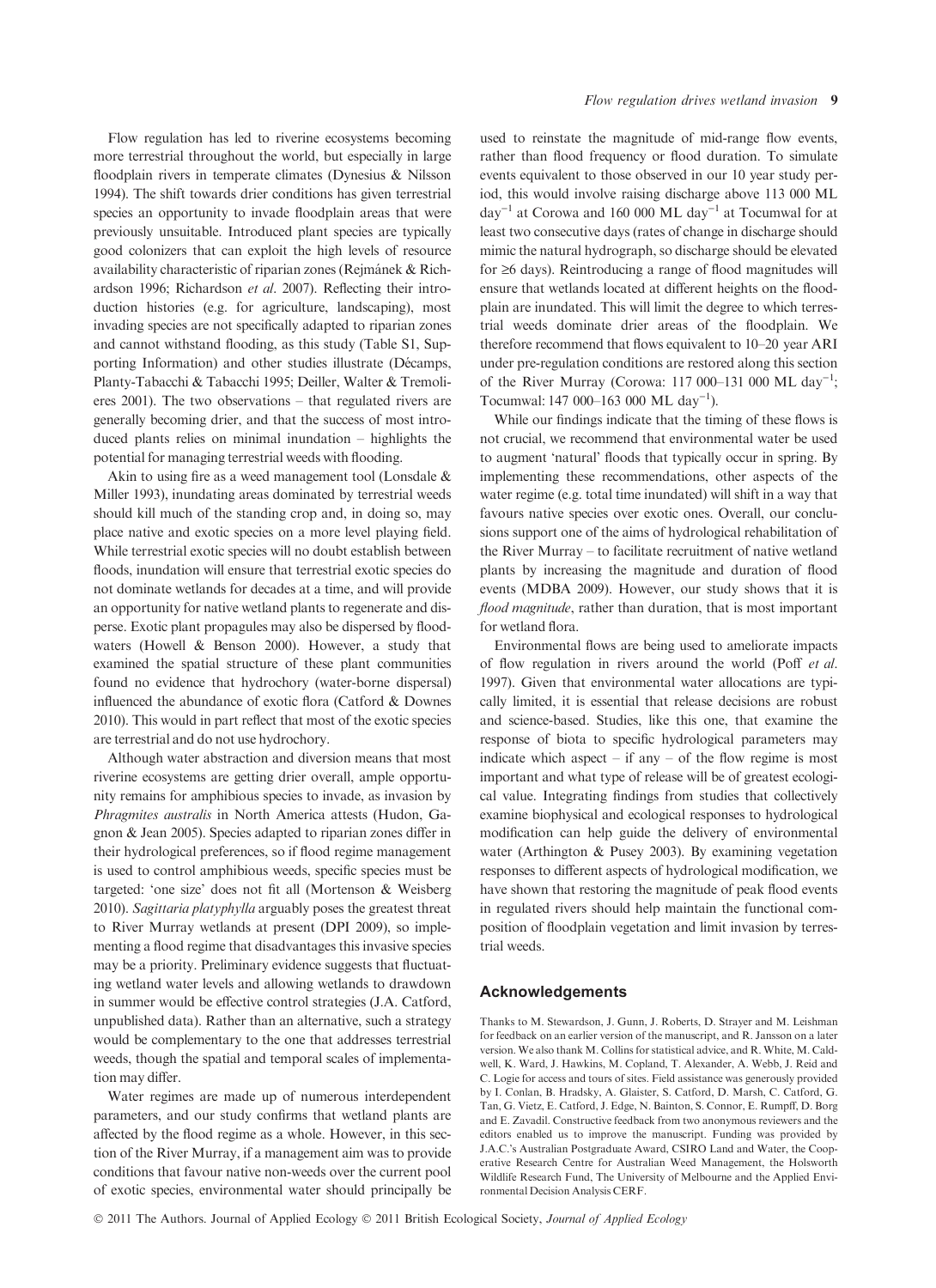Flow regulation has led to riverine ecosystems becoming more terrestrial throughout the world, but especially in large floodplain rivers in temperate climates (Dynesius & Nilsson 1994). The shift towards drier conditions has given terrestrial species an opportunity to invade floodplain areas that were previously unsuitable. Introduced plant species are typically good colonizers that can exploit the high levels of resource availability characteristic of riparian zones (Rejmánek & Richardson 1996; Richardson *et al*. 2007). Reflecting their introduction histories (e.g. for agriculture, landscaping), most invading species are not specifically adapted to riparian zones and cannot withstand flooding, as this study (Table S1, Supporting Information) and other studies illustrate (Décamps, Planty-Tabacchi & Tabacchi 1995; Deiller, Walter & Tremolieres 2001). The two observations – that regulated rivers are generally becoming drier, and that the success of most introduced plants relies on minimal inundation – highlights the potential for managing terrestrial weeds with flooding.

Akin to using fire as a weed management tool (Lonsdale & Miller 1993), inundating areas dominated by terrestrial weeds should kill much of the standing crop and, in doing so, may place native and exotic species on a more level playing field. While terrestrial exotic species will no doubt establish between floods, inundation will ensure that terrestrial exotic species do not dominate wetlands for decades at a time, and will provide an opportunity for native wetland plants to regenerate and disperse. Exotic plant propagules may also be dispersed by floodwaters (Howell & Benson 2000). However, a study that examined the spatial structure of these plant communities found no evidence that hydrochory (water-borne dispersal) influenced the abundance of exotic flora (Catford & Downes 2010). This would in part reflect that most of the exotic species are terrestrial and do not use hydrochory.

Although water abstraction and diversion means that most riverine ecosystems are getting drier overall, ample opportunity remains for amphibious species to invade, as invasion by *Phragmites australis* in North America attests (Hudon, Gagnon & Jean 2005). Species adapted to riparian zones differ in their hydrological preferences, so if flood regime management is used to control amphibious weeds, specific species must be targeted: 'one size' does not fit all (Mortenson & Weisberg 2010). *Sagittaria platyphylla* arguably poses the greatest threat to River Murray wetlands at present (DPI 2009), so implementing a flood regime that disadvantages this invasive species may be a priority. Preliminary evidence suggests that fluctuating wetland water levels and allowing wetlands to drawdown in summer would be effective control strategies (J.A. Catford, unpublished data). Rather than an alternative, such a strategy would be complementary to the one that addresses terrestrial weeds, though the spatial and temporal scales of implementation may differ.

Water regimes are made up of numerous interdependent parameters, and our study confirms that wetland plants are affected by the flood regime as a whole. However, in this section of the River Murray, if a management aim was to provide conditions that favour native non-weeds over the current pool of exotic species, environmental water should principally be used to reinstate the magnitude of mid-range flow events, rather than flood frequency or flood duration. To simulate events equivalent to those observed in our 10 year study period, this would involve raising discharge above 113 000 ML day$^{-1}$ at Corowa and 160 000 ML day$^{-1}$ at Tocumwal for at least two consecutive days (rates of change in discharge should mimic the natural hydrograph, so discharge should be elevated for ≥6 days). Reintroducing a range of flood magnitudes will ensure that wetlands located at different heights on the floodplain are inundated. This will limit the degree to which terrestrial weeds dominate drier areas of the floodplain. We therefore recommend that flows equivalent to 10–20 year ARI under pre-regulation conditions are restored along this section of the River Murray (Corowa: 117 000–131 000 ML day$^{-1}$; Tocumwal: 147 000–163 000 ML day$^{-1}$).

While our findings indicate that the timing of these flows is not crucial, we recommend that environmental water be used to augment 'natural' floods that typically occur in spring. By implementing these recommendations, other aspects of the water regime (e.g. total time inundated) will shift in a way that favours native species over exotic ones. Overall, our conclusions support one of the aims of hydrological rehabilitation of the River Murray – to facilitate recruitment of native wetland plants by increasing the magnitude and duration of flood events (MDBA 2009). However, our study shows that it is *flood magnitude*, rather than duration, that is most important for wetland flora.

Environmental flows are being used to ameliorate impacts of flow regulation in rivers around the world (Poff *et al*. 1997). Given that environmental water allocations are typically limited, it is essential that release decisions are robust and science-based. Studies, like this one, that examine the response of biota to specific hydrological parameters may indicate which aspect – if any – of the flow regime is most important and what type of release will be of greatest ecological value. Integrating findings from studies that collectively examine biophysical and ecological responses to hydrological modification can help guide the delivery of environmental water (Arthington & Pusey 2003). By examining vegetation responses to different aspects of hydrological modification, we have shown that restoring the magnitude of peak flood events in regulated rivers should help maintain the functional composition of floodplain vegetation and limit invasion by terrestrial weeds.

## Acknowledgements

Thanks to M. Stewardson, J. Gunn, J. Roberts, D. Strayer and M. Leishman for feedback on an earlier version of the manuscript, and R. Jansson on a later version. We also thank M. Collins for statistical advice, and R. White, M. Caldwell, K. Ward, J. Hawkins, M. Copland, T. Alexander, A. Webb, J. Reid and C. Logie for access and tours of sites. Field assistance was generously provided by I. Conlan, B. Hradsky, A. Glaister, S. Catford, D. Marsh, C. Catford, G. Tan, G. Vietz, E. Catford, J. Edge, N. Bainton, S. Connor, E. Rumpff, D. Borg and E. Zavadil. Constructive feedback from two anonymous reviewers and the editors enabled us to improve the manuscript. Funding was provided by J.A.C.'s Australian Postgraduate Award, CSIRO Land and Water, the Cooperative Research Centre for Australian Weed Management, the Holsworth Wildlife Research Fund, The University of Melbourne and the Applied Environmental Decision Analysis CERF.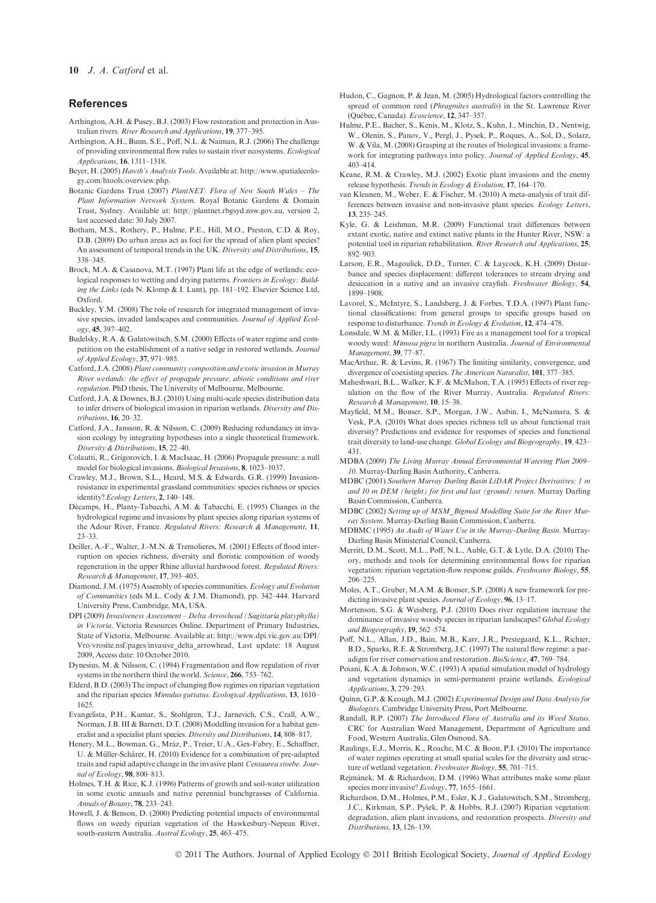## References

Arthington, A.H. & Pusey, B.J. (2003) Flow restoration and protection in Australian rivers. *River Research and Applications*, **19**, 377–395.

Arthington, A.H., Bunn, S.E., Poff, N.L. & Naiman, R.J. (2006) The challenge of providing environmental flow rules to sustain river ecosystems. *Ecological Applications*, **16**, 1311–1318.

Beyer, H. (2005) *Hawth's Analysis Tools*. Available at: http://www.spatialecology.com/htools/overview.php.

Botanic Gardens Trust (2007) *PlantNET: Flora of New South Wales – The Plant Information Network System*. Royal Botanic Gardens & Domain Trust, Sydney. Available at: http://plantnet.rbgsyd.nsw.gov.au, version 2, last accessed date: 30 July 2007.

Botham, M.S., Rothery, P., Hulme, P.E., Hill, M.O., Preston, C.D. & Roy, D.B. (2009) Do urban areas act as foci for the spread of alien plant species? An assessment of temporal trends in the UK. *Diversity and Distributions*, **15**, 338–345.

Brock, M.A. & Casanova, M.T. (1997) Plant life at the edge of wetlands: ecological responses to wetting and drying patterns. *Frontiers in Ecology: Building the Links* (eds N. Klomp & I. Lunt), pp. 181–192. Elsevier Science Ltd, Oxford.

Buckley, Y.M. (2008) The role of research for integrated management of invasive species, invaded landscapes and communities. *Journal of Applied Ecology*, **45**, 397–402.

Budelsky, R.A. & Galatowitsch, S.M. (2000) Effects of water regime and competition on the establishment of a native sedge in restored wetlands. *Journal of Applied Ecology*, **37**, 971–985.

Catford, J.A. (2008) *Plant community composition and exotic invasion in Murray River wetlands: the effect of propagule pressure, abiotic conditions and river regulation*. PhD thesis, The University of Melbourne, Melbourne.

Catford, J.A. & Downes, B.J. (2010) Using multi-scale species distribution data to infer drivers of biological invasion in riparian wetlands. *Diversity and Distributions*, **16**, 20–32.

Catford, J.A., Jansson, R. & Nilsson, C. (2009) Reducing redundancy in invasion ecology by integrating hypotheses into a single theoretical framework. *Diversity & Distributions*, **15**, 22–40.

Colautti, R., Grigorovich, I. & MacIsaac, H. (2006) Propagule pressure: a null model for biological invasions. *Biological Invasions*, **8**, 1023–1037.

Crawley, M.J., Brown, S.L., Heard, M.S. & Edwards, G.R. (1999) Invasion-resistance in experimental grassland communities: species richness or species identity? *Ecology Letters*, **2**, 140–148.

Décamps, H., Planty-Tabacchi, A.M. & Tabacchi, E. (1995) Changes in the hydrological regime and invasions by plant species along riparian systems of the Adour River, France. *Regulated Rivers: Research & Management*, **11**, 23–33.

Deiller, A.-F., Walter, J.-M.N. & Tremolieres, M. (2001) Effects of flood interruption on species richness, diversity and floristic composition of woody regeneration in the upper Rhine alluvial hardwood forest. *Regulated Rivers: Research & Management*, **17**, 393–405.

Diamond, J.M. (1975) Assembly of species communities. *Ecology and Evolution of Communities* (eds M.L. Cody & J.M. Diamond), pp. 342–444. Harvard University Press, Cambridge, MA, USA.

DPI (2009) *Invasiveness Assessment – Delta Arrowhead (Sagittaria platyphylla) in Victoria*. Victoria Resources Online. Department of Primary Industries, State of Victoria, Melbourne. Available at: http://www.dpi.vic.gov.au/DPI/Vro/vrosite.nsf/pages/invasive_delta_arrowhead, Last update: 18 August 2009, Access date: 10 October 2010.

Dynesius, M. & Nilsson, C. (1994) Fragmentation and flow regulation of river systems in the northern third the world. *Science*, **266**, 753–762.

Elderd, B.D. (2003) The impact of changing flow regimes on riparian vegetation and the riparian species *Mimulus guttatus*. *Ecological Applications*, **13**, 1610–1625.

Evangelista, P.H., Kumar, S., Stohlgren, T.J., Jarnevich, C.S., Crall, A.W., Norman, J.B. III & Barnett, D.T. (2008) Modelling invasion for a habitat generalist and a specialist plant species. *Diversity and Distributions*, **14**, 808–817.

Henery, M.L., Bowman, G., Mráz, P., Treier, U.A., Gex-Fabry, E., Schaffner, U. & Müller-Schärer, H. (2010) Evidence for a combination of pre-adapted traits and rapid adaptive change in the invasive plant *Centaurea stoebe*. *Journal of Ecology*, **98**, 800–813.

Holmes, T.H. & Rice, K.J. (1996) Patterns of growth and soil-water utilization in some exotic annuals and native perennial bunchgrasses of California. *Annals of Botany*, **78**, 233–243.

Howell, J. & Benson, D. (2000) Predicting potential impacts of environmental flows on weedy riparian vegetation of the Hawkesbury-Nepean River, south-eastern Australia. *Austral Ecology*, **25**, 463–475.

Hudon, C., Gagnon, P. & Jean, M. (2005) Hydrological factors controlling the spread of common reed (*Phragmites australis*) in the St. Lawrence River (Québec, Canada). *Ecoscience*, **12**, 347–357.

Hulme, P.E., Bacher, S., Kenis, M., Klotz, S., Kuhn, I., Minchin, D., Nentwig, W., Olenin, S., Panov, V., Pergl, J., Pysek, P., Roques, A., Sol, D., Solarz, W. & Vila, M. (2008) Grasping at the routes of biological invasions: a framework for integrating pathways into policy. *Journal of Applied Ecology*, **45**, 403–414.

Keane, R.M. & Crawley, M.J. (2002) Exotic plant invasions and the enemy release hypothesis. *Trends in Ecology & Evolution*, **17**, 164–170.

van Kleunen, M., Weber, E. & Fischer, M. (2010) A meta-analysis of trait differences between invasive and non-invasive plant species. *Ecology Letters*, **13**, 235–245.

Kyle, G. & Leishman, M.R. (2009) Functional trait differences between extant exotic, native and extinct native plants in the Hunter River, NSW: a potential tool in riparian rehabilitation. *River Research and Applications*, **25**, 892–903.

Larson, E.R., Magoulick, D.D., Turner, C. & Laycock, K.H. (2009) Disturbance and species displacement: different tolerances to stream drying and desiccation in a native and an invasive crayfish. *Freshwater Biology*, **54**, 1899–1908.

Lavorel, S., McIntyre, S., Landsberg, J. & Forbes, T.D.A. (1997) Plant functional classifications: from general groups to specific groups based on response to disturbance. *Trends in Ecology & Evolution*, **12**, 474–478.

Lonsdale, W.M. & Miller, I.L. (1993) Fire as a management tool for a tropical woody weed: *Mimosa pigra* in northern Australia. *Journal of Environmental Management*, **39**, 77–87.

MacArthur, R. & Levins, R. (1967) The limiting similarity, convergence, and divergence of coexisting species. *The American Naturalist*, **101**, 377–385.

Maheshwari, B.L., Walker, K.F. & McMahon, T.A. (1995) Effects of river regulation on the flow of the River Murray, Australia. *Regulated Rivers: Research & Management*, **10**, 15–38.

Mayfield, M.M., Bonser, S.P., Morgan, J.W., Aubin, I., McNamara, S. & Vesk, P.A. (2010) What does species richness tell us about functional trait diversity? Predictions and evidence for responses of species and functional trait diversity to land-use change. *Global Ecology and Biogeography*, **19**, 423–431.

MDBA (2009) *The Living Murray Annual Environmental Watering Plan 2009–10*. Murray-Darling Basin Authority, Canberra.

MDBC (2001) *Southern Murray Darling Basin LiDAR Project Derivatives: 1 m and 10 m DEM (height) for first and last (ground) return*. Murray Darling Basin Commission, Canberra.

MDBC (2002) *Setting up of MSM_Bigmod Modelling Suite for the River Murray System*. Murray-Darling Basin Commission, Canberra.

MDBMC (1995) *An Audit of Water Use in the Murray-Darling Basin*. Murray-Darling Basin Ministerial Council, Canberra.

Merritt, D.M., Scott, M.L., Poff, N.L., Auble, G.T. & Lytle, D.A. (2010) Theory, methods and tools for determining environmental flows for riparian vegetation: riparian vegetation-flow response guilds. *Freshwater Biology*, **55**, 206–225.

Moles, A.T., Gruber, M.A.M. & Bonser, S.P. (2008) A new framework for predicting invasive plant species. *Journal of Ecology*, **96**, 13–17.

Mortenson, S.G. & Weisberg, P.J. (2010) Does river regulation increase the dominance of invasive woody species in riparian landscapes? *Global Ecology and Biogeography*, **19**, 562–574.

Poff, N.L., Allan, J.D., Bain, M.B., Karr, J.R., Prestegaard, K.L., Richter, B.D., Sparks, R.E. & Stromberg, J.C. (1997) The natural flow regime: a paradigm for river conservation and restoration. *BioScience*, **47**, 769–784.

Poiani, K.A. & Johnson, W.C. (1993) A spatial simulation model of hydrology and vegetation dynamics in semi-permanent prairie wetlands. *Ecological Applications*, **3**, 279–293.

Quinn, G.P. & Keough, M.J. (2002) *Experimental Design and Data Analysis for Biologists*. Cambridge University Press, Port Melbourne.

Randall, R.P. (2007) *The Introduced Flora of Australia and its Weed Status*. CRC for Australian Weed Management, Department of Agriculture and Food, Western Australia, Glen Osmond, SA.

Raulings, E.J., Morris, K., Roache, M.C. & Boon, P.I. (2010) The importance of water regimes operating at small spatial scales for the diversity and structure of wetland vegetation. *Freshwater Biology*, **55**, 701–715.

Rejmánek, M. & Richardson, D.M. (1996) What attributes make some plant species more invasive? *Ecology*, **77**, 1655–1661.

Richardson, D.M., Holmes, P.M., Esler, K.J., Galatowitsch, S.M., Stromberg, J.C., Kirkman, S.P., Pyšek, P. & Hobbs, R.J. (2007) Riparian vegetation: degradation, alien plant invasions, and restoration prospects. *Diversity and Distributions*, **13**, 126–139.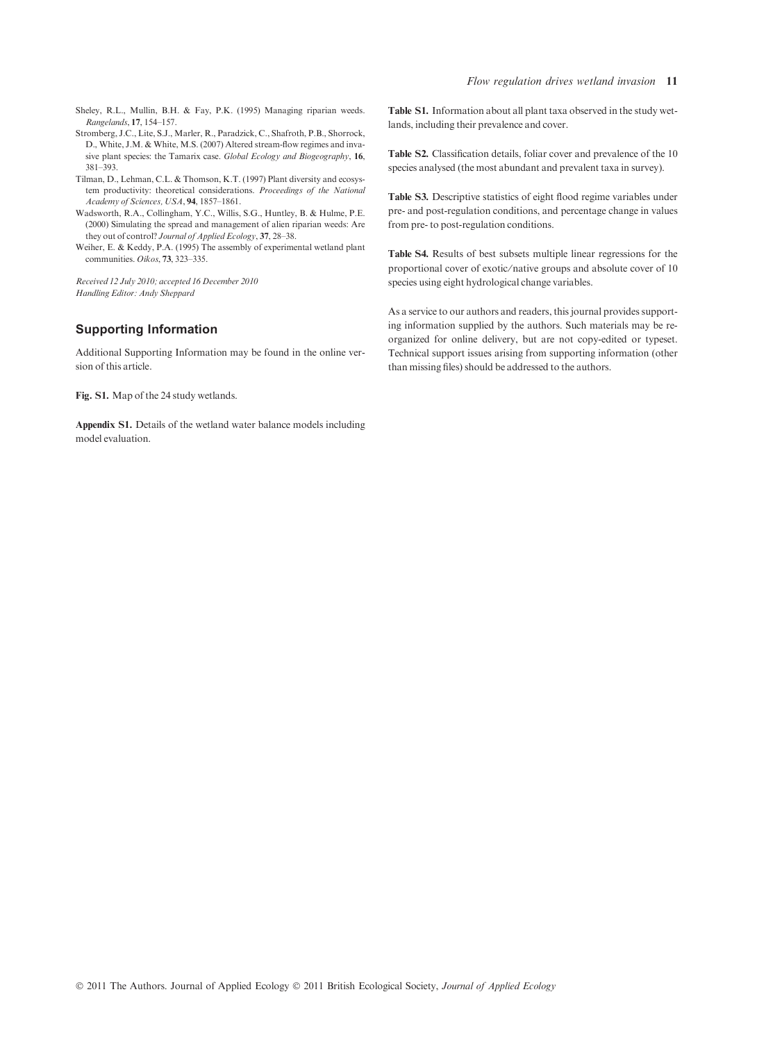Sheley, R.L., Mullin, B.H. & Fay, P.K. (1995) Managing riparian weeds. *Rangelands*, **17**, 154–157.

Stromberg, J.C., Lite, S.J., Marler, R., Paradzick, C., Shafroth, P.B., Shorrock, D., White, J.M. & White, M.S. (2007) Altered stream-flow regimes and invasive plant species: the Tamarix case. *Global Ecology and Biogeography*, **16**, 381–393.

Tilman, D., Lehman, C.L. & Thomson, K.T. (1997) Plant diversity and ecosystem productivity: theoretical considerations. *Proceedings of the National Academy of Sciences, USA*, **94**, 1857–1861.

Wadsworth, R.A., Collingham, Y.C., Willis, S.G., Huntley, B. & Hulme, P.E. (2000) Simulating the spread and management of alien riparian weeds: Are they out of control? *Journal of Applied Ecology*, **37**, 28–38.

Weiher, E. & Keddy, P.A. (1995) The assembly of experimental wetland plant communities. *Oikos*, **73**, 323–335.

*Received 12 July 2010; accepted 16 December 2010*
*Handling Editor: Andy Sheppard*

## Supporting Information

Additional Supporting Information may be found in the online version of this article.

**Fig. S1.** Map of the 24 study wetlands.

**Appendix S1.** Details of the wetland water balance models including model evaluation.

**Table S1.** Information about all plant taxa observed in the study wetlands, including their prevalence and cover.

**Table S2.** Classification details, foliar cover and prevalence of the 10 species analysed (the most abundant and prevalent taxa in survey).

**Table S3.** Descriptive statistics of eight flood regime variables under pre- and post-regulation conditions, and percentage change in values from pre- to post-regulation conditions.

**Table S4.** Results of best subsets multiple linear regressions for the proportional cover of exotic/native groups and absolute cover of 10 species using eight hydrological change variables.

As a service to our authors and readers, this journal provides supporting information supplied by the authors. Such materials may be re-organized for online delivery, but are not copy-edited or typeset. Technical support issues arising from supporting information (other than missing files) should be addressed to the authors.